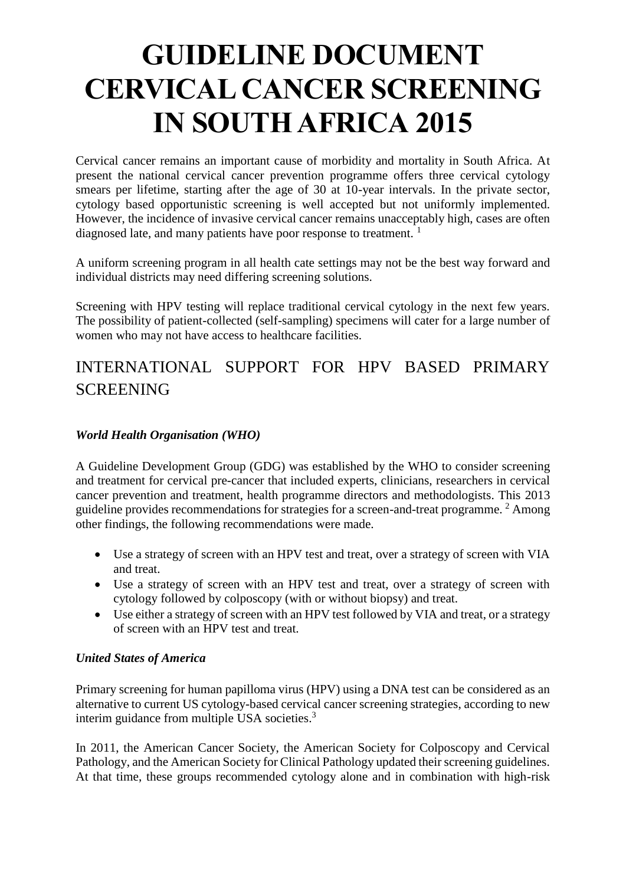# GUIDELINE DOCUMENT CERVICAL CANCER SCREENING IN SOUTH AFRICA 2015

Cervical cancer remains an important cause of morbidity and mortality in South Africa. At present the national cervical cancer prevention programme offers three cervical cytology smears per lifetime, starting after the age of 30 at 10-year intervals. In the private sector, cytology based opportunistic screening is well accepted but not uniformly implemented. However, the incidence of invasive cervical cancer remains unacceptably high, cases are often diagnosed late, and many patients have poor response to treatment. [1]

A uniform screening program in all health cate settings may not be the best way forward and individual districts may need differing screening solutions.

Screening with HPV testing will replace traditional cervical cytology in the next few years. The possibility of patient-collected (self-sampling) specimens will cater for a large number of women who may not have access to healthcare facilities.

## INTERNATIONAL SUPPORT FOR HPV BASED PRIMARY SCREENING

### *World Health Organisation (WHO)*

A Guideline Development Group (GDG) was established by the WHO to consider screening and treatment for cervical pre-cancer that included experts, clinicians, researchers in cervical cancer prevention and treatment, health programme directors and methodologists. This 2013 guideline provides recommendations for strategies for a screen-and-treat programme. [2] Among other findings, the following recommendations were made.

- Use a strategy of screen with an HPV test and treat, over a strategy of screen with VIA and treat.
- Use a strategy of screen with an HPV test and treat, over a strategy of screen with cytology followed by colposcopy (with or without biopsy) and treat.
- Use either a strategy of screen with an HPV test followed by VIA and treat, or a strategy of screen with an HPV test and treat.

### *United States of America*

Primary screening for human papilloma virus (HPV) using a DNA test can be considered as an alternative to current US cytology-based cervical cancer screening strategies, according to new interim guidance from multiple USA societies.[3]

In 2011, the American Cancer Society, the American Society for Colposcopy and Cervical Pathology, and the American Society for Clinical Pathology updated their screening guidelines. At that time, these groups recommended cytology alone and in combination with high-risk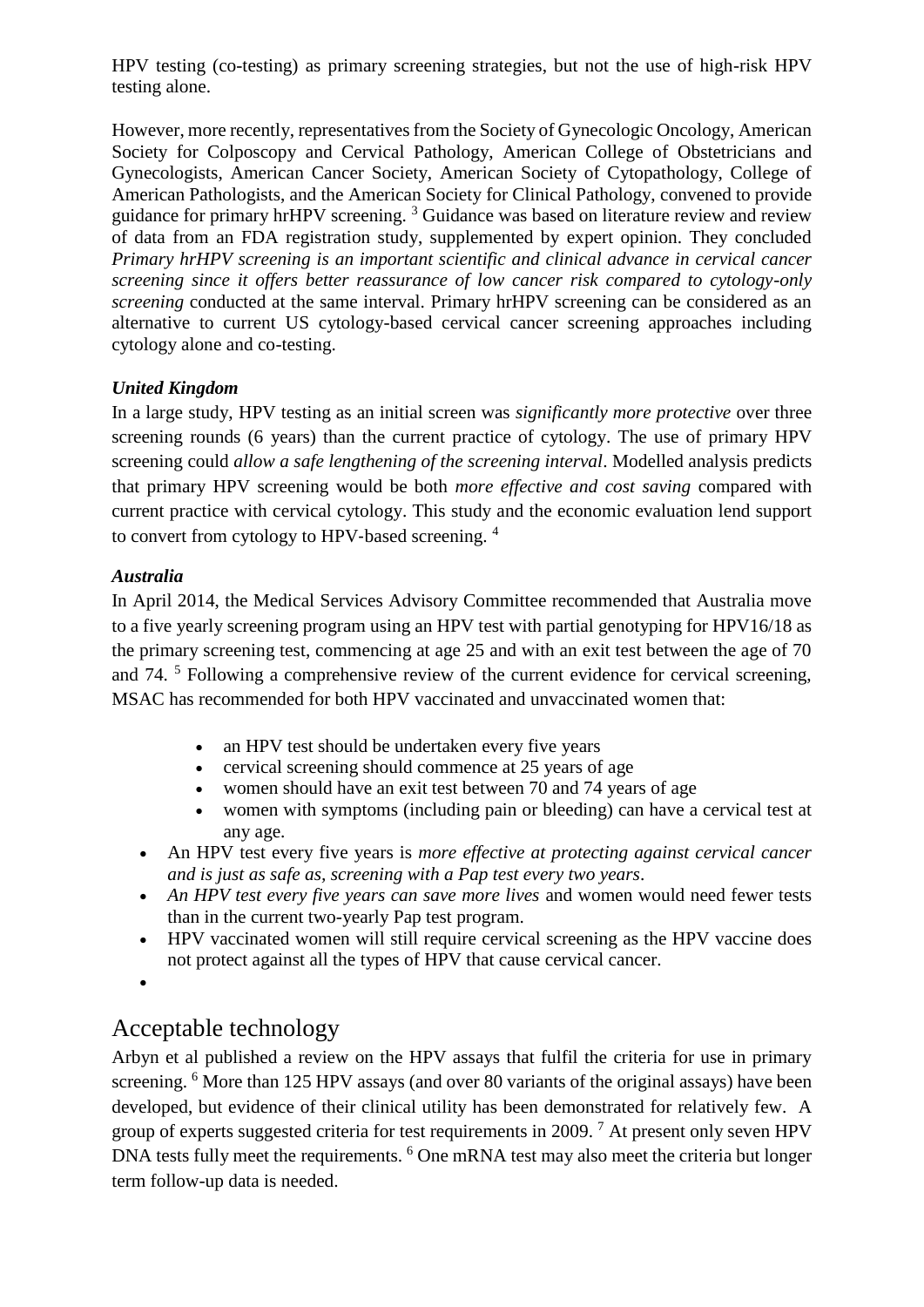HPV testing (co-testing) as primary screening strategies, but not the use of high-risk HPV testing alone.

However, more recently, representatives from the Society of Gynecologic Oncology, American Society for Colposcopy and Cervical Pathology, American College of Obstetricians and Gynecologists, American Cancer Society, American Society of Cytopathology, College of American Pathologists, and the American Society for Clinical Pathology, convened to provide guidance for primary hrHPV screening. [3] Guidance was based on literature review and review of data from an FDA registration study, supplemented by expert opinion. They concluded *Primary hrHPV screening is an important scientific and clinical advance in cervical cancer screening since it offers better reassurance of low cancer risk compared to cytology-only screening* conducted at the same interval. Primary hrHPV screening can be considered as an alternative to current US cytology-based cervical cancer screening approaches including cytology alone and co-testing.

### *United Kingdom*

In a large study, HPV testing as an initial screen was *significantly more protective* over three screening rounds (6 years) than the current practice of cytology. The use of primary HPV screening could *allow a safe lengthening of the screening interval*. Modelled analysis predicts that primary HPV screening would be both *more effective and cost saving* compared with current practice with cervical cytology. This study and the economic evaluation lend support to convert from cytology to HPV-based screening. [4]

### *Australia*

In April 2014, the Medical Services Advisory Committee recommended that Australia move to a five yearly screening program using an HPV test with partial genotyping for HPV16/18 as the primary screening test, commencing at age 25 and with an exit test between the age of 70 and 74. [5] Following a comprehensive review of the current evidence for cervical screening, MSAC has recommended for both HPV vaccinated and unvaccinated women that:

  - an HPV test should be undertaken every five years
  - cervical screening should commence at 25 years of age
  - women should have an exit test between 70 and 74 years of age
  - women with symptoms (including pain or bleeding) can have a cervical test at any age.
- An HPV test every five years is *more effective at protecting against cervical cancer and is just as safe as, screening with a Pap test every two years*.
- *An HPV test every five years can save more lives* and women would need fewer tests than in the current two-yearly Pap test program.
- HPV vaccinated women will still require cervical screening as the HPV vaccine does not protect against all the types of HPV that cause cervical cancer.

## Acceptable technology

Arbyn et al published a review on the HPV assays that fulfil the criteria for use in primary screening. [6] More than 125 HPV assays (and over 80 variants of the original assays) have been developed, but evidence of their clinical utility has been demonstrated for relatively few. A group of experts suggested criteria for test requirements in 2009. [7] At present only seven HPV DNA tests fully meet the requirements. [6] One mRNA test may also meet the criteria but longer term follow-up data is needed.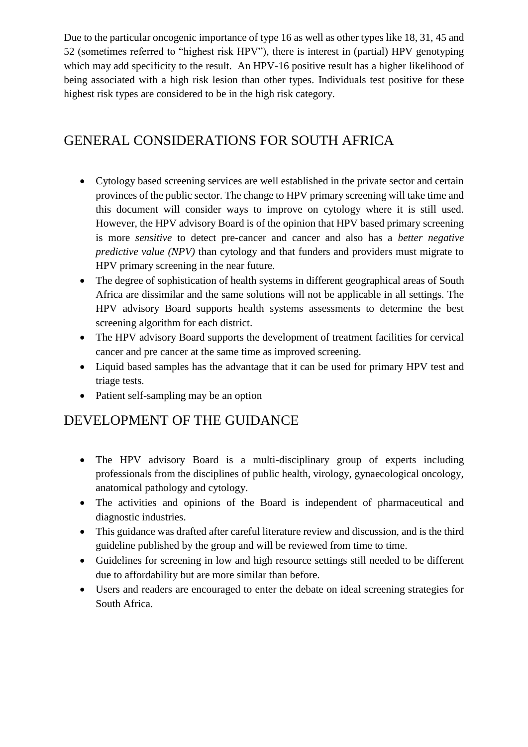Due to the particular oncogenic importance of type 16 as well as other types like 18, 31, 45 and 52 (sometimes referred to "highest risk HPV"), there is interest in (partial) HPV genotyping which may add specificity to the result. An HPV-16 positive result has a higher likelihood of being associated with a high risk lesion than other types. Individuals test positive for these highest risk types are considered to be in the high risk category.

## GENERAL CONSIDERATIONS FOR SOUTH AFRICA

- Cytology based screening services are well established in the private sector and certain provinces of the public sector. The change to HPV primary screening will take time and this document will consider ways to improve on cytology where it is still used. However, the HPV advisory Board is of the opinion that HPV based primary screening is more *sensitive* to detect pre-cancer and cancer and also has a *better negative predictive value (NPV)* than cytology and that funders and providers must migrate to HPV primary screening in the near future.
- The degree of sophistication of health systems in different geographical areas of South Africa are dissimilar and the same solutions will not be applicable in all settings. The HPV advisory Board supports health systems assessments to determine the best screening algorithm for each district.
- The HPV advisory Board supports the development of treatment facilities for cervical cancer and pre cancer at the same time as improved screening.
- Liquid based samples has the advantage that it can be used for primary HPV test and triage tests.
- Patient self-sampling may be an option

## DEVELOPMENT OF THE GUIDANCE

- The HPV advisory Board is a multi-disciplinary group of experts including professionals from the disciplines of public health, virology, gynaecological oncology, anatomical pathology and cytology.
- The activities and opinions of the Board is independent of pharmaceutical and diagnostic industries.
- This guidance was drafted after careful literature review and discussion, and is the third guideline published by the group and will be reviewed from time to time.
- Guidelines for screening in low and high resource settings still needed to be different due to affordability but are more similar than before.
- Users and readers are encouraged to enter the debate on ideal screening strategies for South Africa.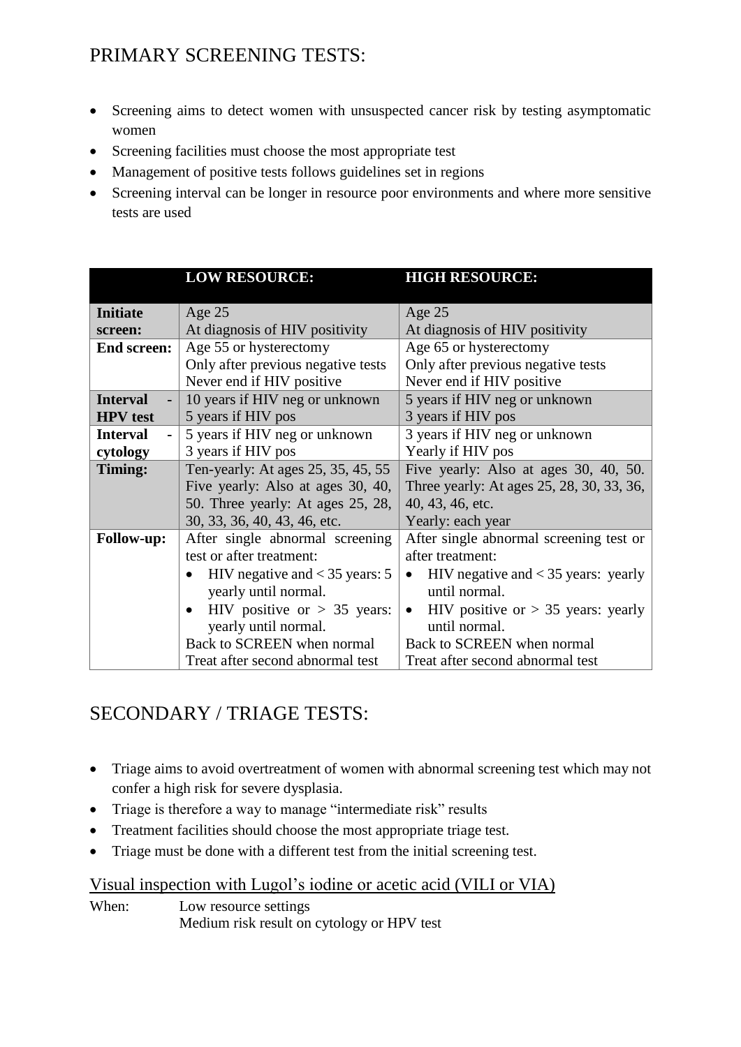# PRIMARY SCREENING TESTS:

- Screening aims to detect women with unsuspected cancer risk by testing asymptomatic women
- Screening facilities must choose the most appropriate test
- Management of positive tests follows guidelines set in regions
- Screening interval can be longer in resource poor environments and where more sensitive tests are used

| | **LOW RESOURCE:** | **HIGH RESOURCE:** |
|---|---|---|
| **Initiate screen:** | Age 25<br>At diagnosis of HIV positivity | Age 25<br>At diagnosis of HIV positivity |
| **End screen:** | Age 55 or hysterectomy<br>Only after previous negative tests<br>Never end if HIV positive | Age 65 or hysterectomy<br>Only after previous negative tests<br>Never end if HIV positive |
| **Interval - HPV test** | 10 years if HIV neg or unknown<br>5 years if HIV pos | 5 years if HIV neg or unknown<br>3 years if HIV pos |
| **Interval - cytology** | 5 years if HIV neg or unknown<br>3 years if HIV pos | 3 years if HIV neg or unknown<br>Yearly if HIV pos |
| **Timing:** | Ten-yearly: At ages 25, 35, 45, 55 Five yearly: Also at ages 30, 40, 50. Three yearly: At ages 25, 28, 30, 33, 36, 40, 43, 46, etc. | Five yearly: Also at ages 30, 40, 50. Three yearly: At ages 25, 28, 30, 33, 36, 40, 43, 46, etc.<br>Yearly: each year |
| **Follow-up:** | After single abnormal screening test or after treatment:<br>• HIV negative and < 35 years: 5 yearly until normal.<br>• HIV positive or > 35 years: yearly until normal.<br>Back to SCREEN when normal<br>Treat after second abnormal test | After single abnormal screening test or after treatment:<br>• HIV negative and < 35 years: yearly until normal.<br>• HIV positive or > 35 years: yearly until normal.<br>Back to SCREEN when normal<br>Treat after second abnormal test |

# SECONDARY / TRIAGE TESTS:

- Triage aims to avoid overtreatment of women with abnormal screening test which may not confer a high risk for severe dysplasia.
- Triage is therefore a way to manage "intermediate risk" results
- Treatment facilities should choose the most appropriate triage test.
- Triage must be done with a different test from the initial screening test.

## Visual inspection with Lugol's iodine or acetic acid (VILI or VIA)

When: Low resource settings
Medium risk result on cytology or HPV test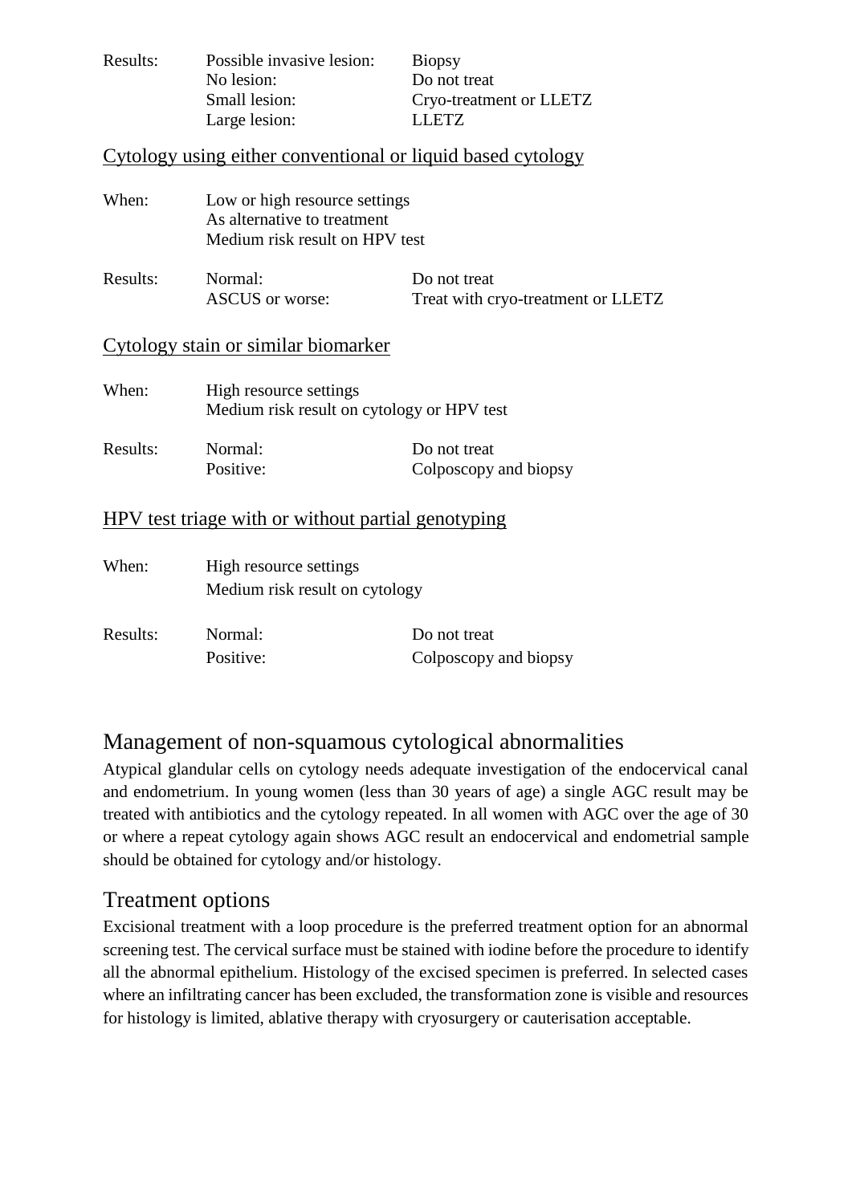| | | |
|---|---|---|
| Results: | Possible invasive lesion: | Biopsy |
| | No lesion: | Do not treat |
| | Small lesion: | Cryo-treatment or LLETZ |
| | Large lesion: | LLETZ |

<u>Cytology using either conventional or liquid based cytology</u>

| | | |
|---|---|---|
| When: | Low or high resource settings | |
| | As alternative to treatment | |
| | Medium risk result on HPV test | |
| Results: | Normal: | Do not treat |
| | ASCUS or worse: | Treat with cryo-treatment or LLETZ |

<u>Cytology stain or similar biomarker</u>

| | | |
|---|---|---|
| When: | High resource settings | |
| | Medium risk result on cytology or HPV test | |
| Results: | Normal: | Do not treat |
| | Positive: | Colposcopy and biopsy |

<u>HPV test triage with or without partial genotyping</u>

| | | |
|---|---|---|
| When: | High resource settings | |
| | Medium risk result on cytology | |
| Results: | Normal: | Do not treat |
| | Positive: | Colposcopy and biopsy |

## Management of non-squamous cytological abnormalities

Atypical glandular cells on cytology needs adequate investigation of the endocervical canal and endometrium. In young women (less than 30 years of age) a single AGC result may be treated with antibiotics and the cytology repeated. In all women with AGC over the age of 30 or where a repeat cytology again shows AGC result an endocervical and endometrial sample should be obtained for cytology and/or histology.

## Treatment options

Excisional treatment with a loop procedure is the preferred treatment option for an abnormal screening test. The cervical surface must be stained with iodine before the procedure to identify all the abnormal epithelium. Histology of the excised specimen is preferred. In selected cases where an infiltrating cancer has been excluded, the transformation zone is visible and resources for histology is limited, ablative therapy with cryosurgery or cauterisation acceptable.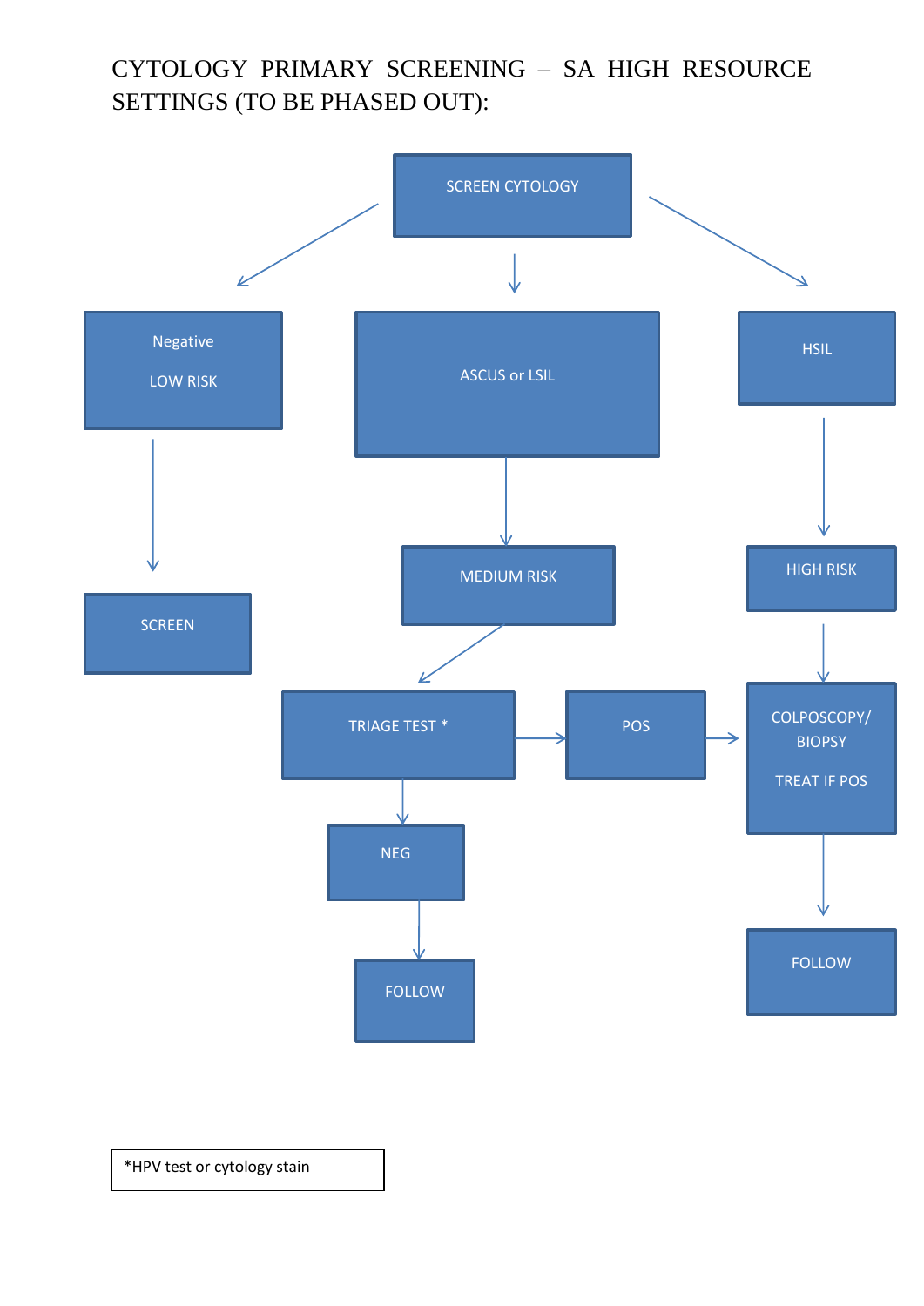# CYTOLOGY PRIMARY SCREENING – SA HIGH RESOURCE SETTINGS (TO BE PHASED OUT):

SCREEN CYTOLOGY

- Negative LOW RISK → SCREEN
- ASCUS or LSIL → MEDIUM RISK → TRIAGE TEST *
  - TRIAGE TEST * → POS → COLPOSCOPY/ BIOPSY TREAT IF POS → FOLLOW
  - TRIAGE TEST * → NEG → FOLLOW
- HSIL → HIGH RISK → COLPOSCOPY/ BIOPSY TREAT IF POS → FOLLOW

*HPV test or cytology stain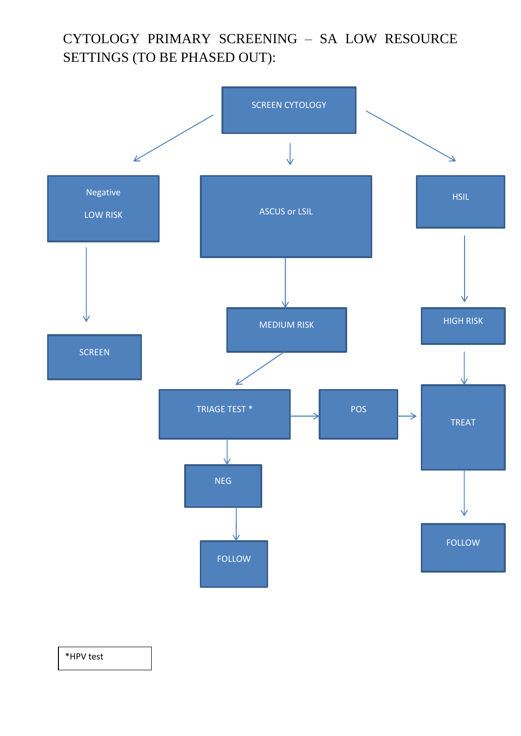# CYTOLOGY PRIMARY SCREENING – SA LOW RESOURCE SETTINGS (TO BE PHASED OUT):

SCREEN CYTOLOGY

- Negative / LOW RISK → SCREEN
- ASCUS or LSIL → MEDIUM RISK → TRIAGE TEST *
  - POS → TREAT → FOLLOW
  - NEG → FOLLOW
- HSIL → HIGH RISK → TREAT → FOLLOW

*HPV test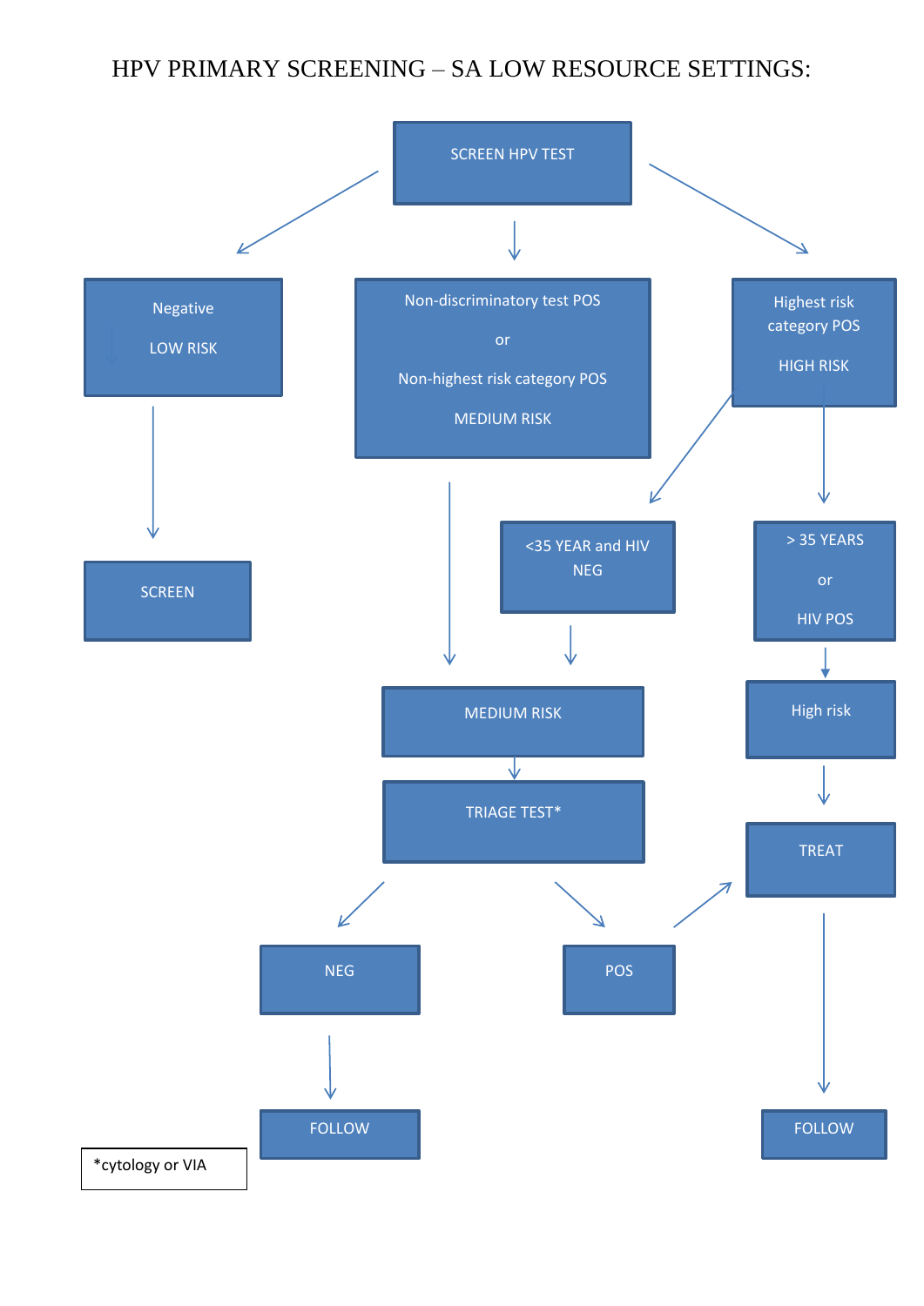# HPV PRIMARY SCREENING – SA LOW RESOURCE SETTINGS:

SCREEN HPV TEST

Negative

LOW RISK

SCREEN

Non-discriminatory test POS

or

Non-highest risk category POS

MEDIUM RISK

Highest risk category POS

HIGH RISK

<35 YEAR and HIV NEG

> 35 YEARS

or

HIV POS

MEDIUM RISK

High risk

TRIAGE TEST*

TREAT

NEG

POS

FOLLOW

FOLLOW

*cytology or VIA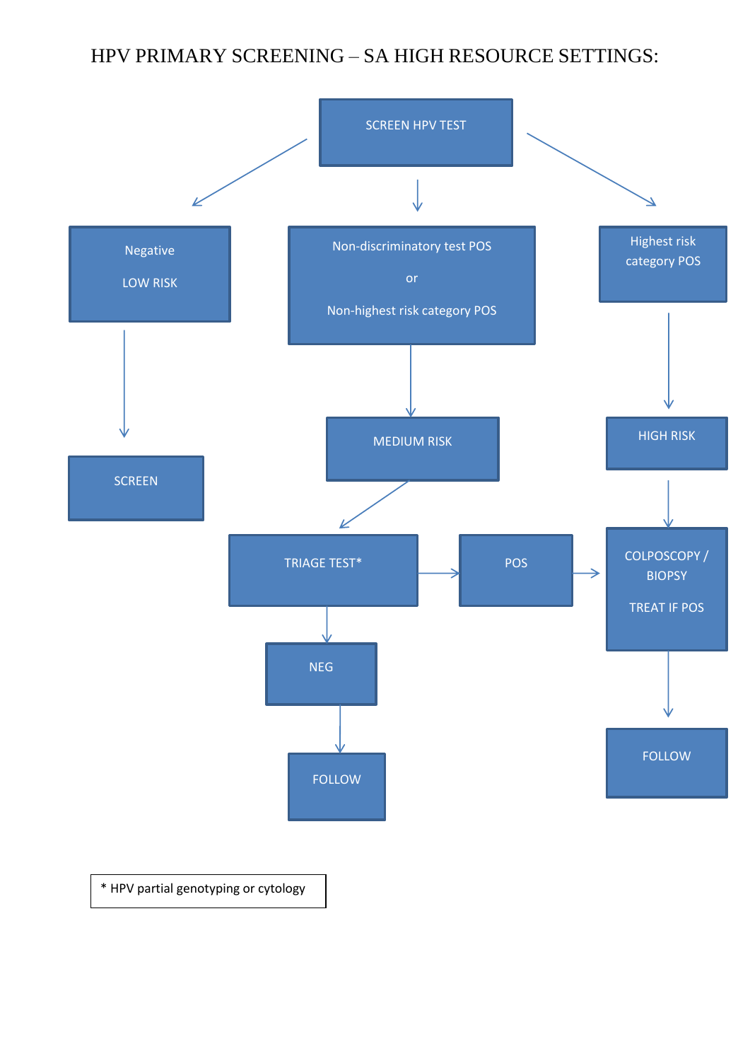# HPV PRIMARY SCREENING – SA HIGH RESOURCE SETTINGS:

SCREEN HPV TEST

- Negative
  LOW RISK
  → SCREEN
- Non-discriminatory test POS
  or
  Non-highest risk category POS
  → MEDIUM RISK
  → TRIAGE TEST*
    - → POS → COLPOSCOPY / BIOPSY
      TREAT IF POS
    - → NEG → FOLLOW
- Highest risk category POS
  → HIGH RISK
  → COLPOSCOPY / BIOPSY
  TREAT IF POS
  → FOLLOW

\* HPV partial genotyping or cytology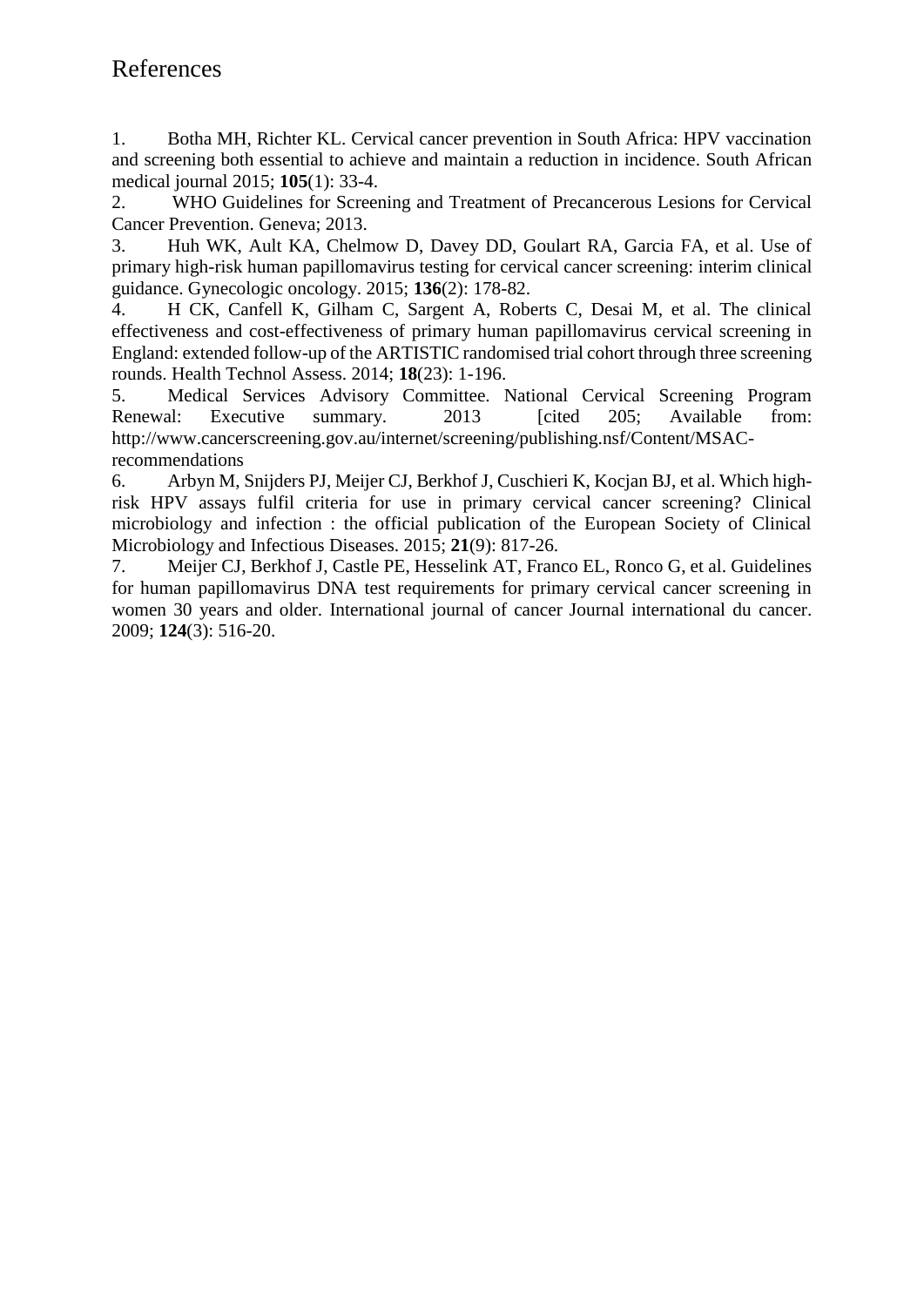# References

1. Botha MH, Richter KL. Cervical cancer prevention in South Africa: HPV vaccination and screening both essential to achieve and maintain a reduction in incidence. South African medical journal 2015; **105**(1): 33-4.
2. WHO Guidelines for Screening and Treatment of Precancerous Lesions for Cervical Cancer Prevention. Geneva; 2013.
3. Huh WK, Ault KA, Chelmow D, Davey DD, Goulart RA, Garcia FA, et al. Use of primary high-risk human papillomavirus testing for cervical cancer screening: interim clinical guidance. Gynecologic oncology. 2015; **136**(2): 178-82.
4. H CK, Canfell K, Gilham C, Sargent A, Roberts C, Desai M, et al. The clinical effectiveness and cost-effectiveness of primary human papillomavirus cervical screening in England: extended follow-up of the ARTISTIC randomised trial cohort through three screening rounds. Health Technol Assess. 2014; **18**(23): 1-196.
5. Medical Services Advisory Committee. National Cervical Screening Program Renewal: Executive summary. 2013 [cited 205; Available from: http://www.cancerscreening.gov.au/internet/screening/publishing.nsf/Content/MSAC-recommendations
6. Arbyn M, Snijders PJ, Meijer CJ, Berkhof J, Cuschieri K, Kocjan BJ, et al. Which high-risk HPV assays fulfil criteria for use in primary cervical cancer screening? Clinical microbiology and infection : the official publication of the European Society of Clinical Microbiology and Infectious Diseases. 2015; **21**(9): 817-26.
7. Meijer CJ, Berkhof J, Castle PE, Hesselink AT, Franco EL, Ronco G, et al. Guidelines for human papillomavirus DNA test requirements for primary cervical cancer screening in women 30 years and older. International journal of cancer Journal international du cancer. 2009; **124**(3): 516-20.